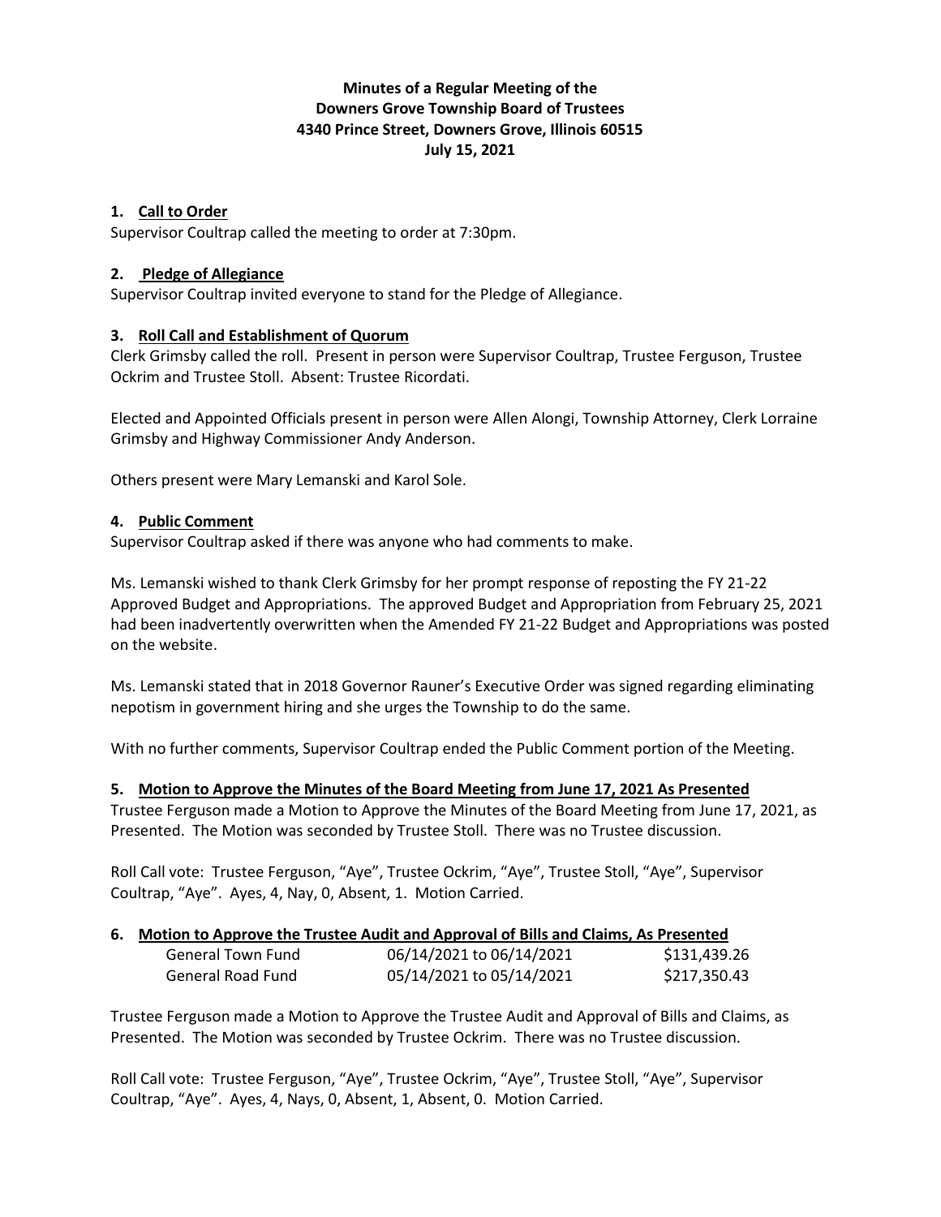**Minutes of a Regular Meeting of the**
**Downers Grove Township Board of Trustees**
**4340 Prince Street, Downers Grove, Illinois 60515**
**July 15, 2021**

**1. Call to Order**

Supervisor Coultrap called the meeting to order at 7:30pm.

**2. Pledge of Allegiance**

Supervisor Coultrap invited everyone to stand for the Pledge of Allegiance.

**3. Roll Call and Establishment of Quorum**

Clerk Grimsby called the roll. Present in person were Supervisor Coultrap, Trustee Ferguson, Trustee Ockrim and Trustee Stoll. Absent: Trustee Ricordati.

Elected and Appointed Officials present in person were Allen Alongi, Township Attorney, Clerk Lorraine Grimsby and Highway Commissioner Andy Anderson.

Others present were Mary Lemanski and Karol Sole.

**4. Public Comment**

Supervisor Coultrap asked if there was anyone who had comments to make.

Ms. Lemanski wished to thank Clerk Grimsby for her prompt response of reposting the FY 21-22 Approved Budget and Appropriations. The approved Budget and Appropriation from February 25, 2021 had been inadvertently overwritten when the Amended FY 21-22 Budget and Appropriations was posted on the website.

Ms. Lemanski stated that in 2018 Governor Rauner's Executive Order was signed regarding eliminating nepotism in government hiring and she urges the Township to do the same.

With no further comments, Supervisor Coultrap ended the Public Comment portion of the Meeting.

**5. Motion to Approve the Minutes of the Board Meeting from June 17, 2021 As Presented**

Trustee Ferguson made a Motion to Approve the Minutes of the Board Meeting from June 17, 2021, as Presented. The Motion was seconded by Trustee Stoll. There was no Trustee discussion.

Roll Call vote: Trustee Ferguson, "Aye", Trustee Ockrim, "Aye", Trustee Stoll, "Aye", Supervisor Coultrap, "Aye". Ayes, 4, Nay, 0, Absent, 1. Motion Carried.

**6. Motion to Approve the Trustee Audit and Approval of Bills and Claims, As Presented**

| | | |
|---|---|---|
| General Town Fund | 06/14/2021 to 06/14/2021 | \$131,439.26 |
| General Road Fund | 05/14/2021 to 05/14/2021 | \$217,350.43 |

Trustee Ferguson made a Motion to Approve the Trustee Audit and Approval of Bills and Claims, as Presented. The Motion was seconded by Trustee Ockrim. There was no Trustee discussion.

Roll Call vote: Trustee Ferguson, "Aye", Trustee Ockrim, "Aye", Trustee Stoll, "Aye", Supervisor Coultrap, "Aye". Ayes, 4, Nays, 0, Absent, 1, Absent, 0. Motion Carried.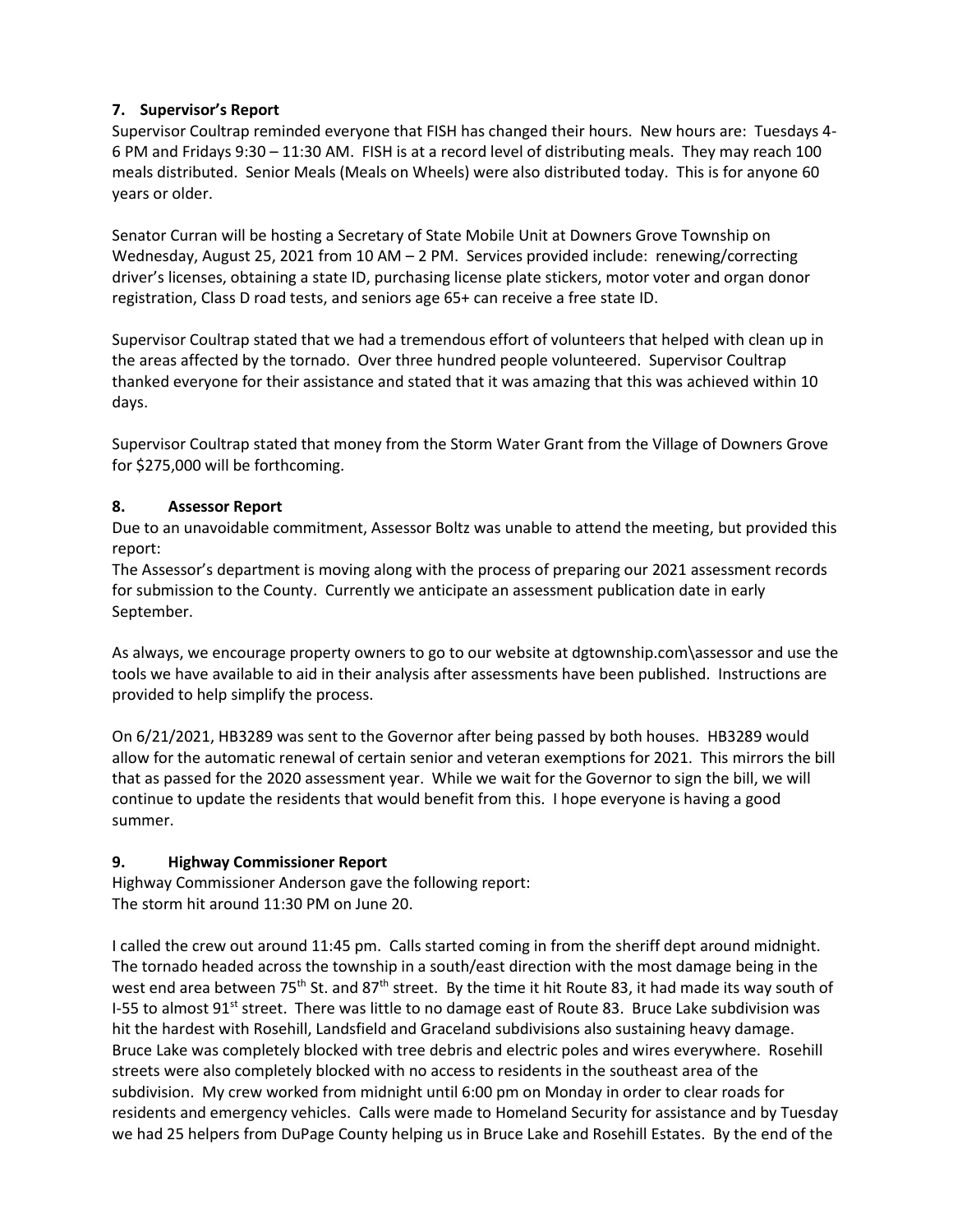## 7. Supervisor's Report

Supervisor Coultrap reminded everyone that FISH has changed their hours. New hours are: Tuesdays 4-6 PM and Fridays 9:30 – 11:30 AM. FISH is at a record level of distributing meals. They may reach 100 meals distributed. Senior Meals (Meals on Wheels) were also distributed today. This is for anyone 60 years or older.

Senator Curran will be hosting a Secretary of State Mobile Unit at Downers Grove Township on Wednesday, August 25, 2021 from 10 AM – 2 PM. Services provided include: renewing/correcting driver's licenses, obtaining a state ID, purchasing license plate stickers, motor voter and organ donor registration, Class D road tests, and seniors age 65+ can receive a free state ID.

Supervisor Coultrap stated that we had a tremendous effort of volunteers that helped with clean up in the areas affected by the tornado. Over three hundred people volunteered. Supervisor Coultrap thanked everyone for their assistance and stated that it was amazing that this was achieved within 10 days.

Supervisor Coultrap stated that money from the Storm Water Grant from the Village of Downers Grove for $275,000 will be forthcoming.

## 8. Assessor Report

Due to an unavoidable commitment, Assessor Boltz was unable to attend the meeting, but provided this report:

The Assessor's department is moving along with the process of preparing our 2021 assessment records for submission to the County. Currently we anticipate an assessment publication date in early September.

As always, we encourage property owners to go to our website at dgtownship.com\assessor and use the tools we have available to aid in their analysis after assessments have been published. Instructions are provided to help simplify the process.

On 6/21/2021, HB3289 was sent to the Governor after being passed by both houses. HB3289 would allow for the automatic renewal of certain senior and veteran exemptions for 2021. This mirrors the bill that as passed for the 2020 assessment year. While we wait for the Governor to sign the bill, we will continue to update the residents that would benefit from this. I hope everyone is having a good summer.

## 9. Highway Commissioner Report

Highway Commissioner Anderson gave the following report:
The storm hit around 11:30 PM on June 20.

I called the crew out around 11:45 pm. Calls started coming in from the sheriff dept around midnight. The tornado headed across the township in a south/east direction with the most damage being in the west end area between 75th St. and 87th street. By the time it hit Route 83, it had made its way south of I-55 to almost 91st street. There was little to no damage east of Route 83. Bruce Lake subdivision was hit the hardest with Rosehill, Landsfield and Graceland subdivisions also sustaining heavy damage. Bruce Lake was completely blocked with tree debris and electric poles and wires everywhere. Rosehill streets were also completely blocked with no access to residents in the southeast area of the subdivision. My crew worked from midnight until 6:00 pm on Monday in order to clear roads for residents and emergency vehicles. Calls were made to Homeland Security for assistance and by Tuesday we had 25 helpers from DuPage County helping us in Bruce Lake and Rosehill Estates. By the end of the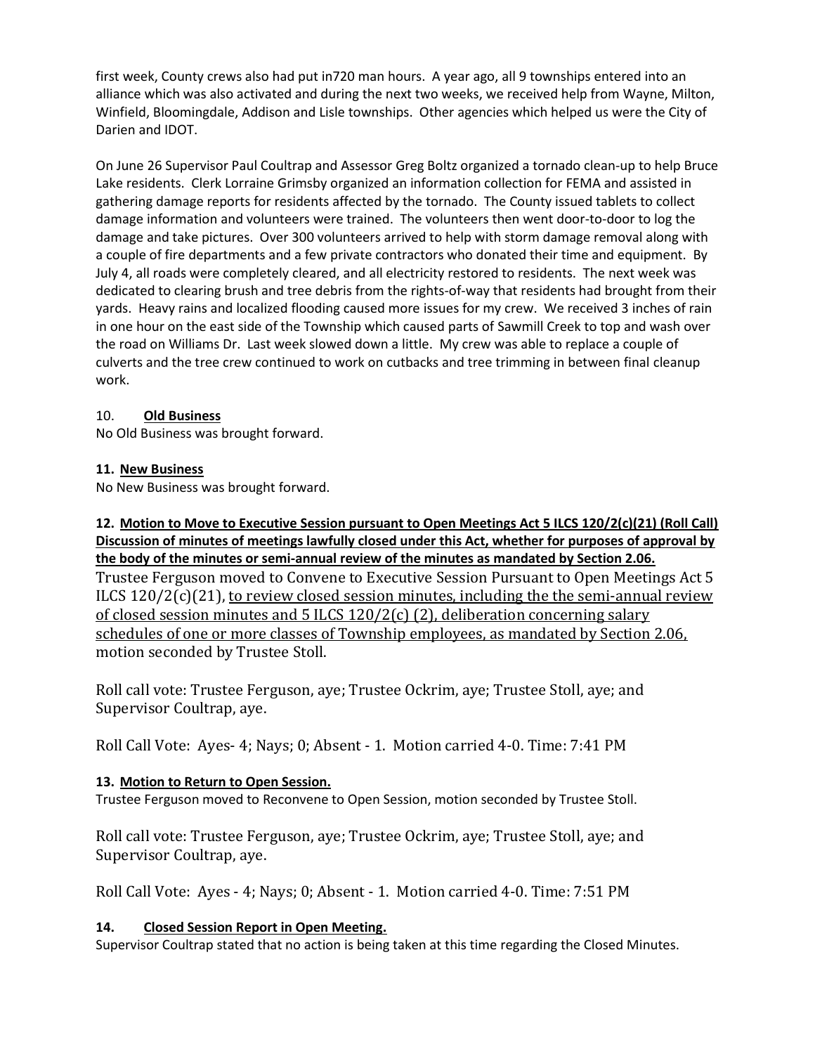first week, County crews also had put in720 man hours. A year ago, all 9 townships entered into an alliance which was also activated and during the next two weeks, we received help from Wayne, Milton, Winfield, Bloomingdale, Addison and Lisle townships. Other agencies which helped us were the City of Darien and IDOT.

On June 26 Supervisor Paul Coultrap and Assessor Greg Boltz organized a tornado clean-up to help Bruce Lake residents. Clerk Lorraine Grimsby organized an information collection for FEMA and assisted in gathering damage reports for residents affected by the tornado. The County issued tablets to collect damage information and volunteers were trained. The volunteers then went door-to-door to log the damage and take pictures. Over 300 volunteers arrived to help with storm damage removal along with a couple of fire departments and a few private contractors who donated their time and equipment. By July 4, all roads were completely cleared, and all electricity restored to residents. The next week was dedicated to clearing brush and tree debris from the rights-of-way that residents had brought from their yards. Heavy rains and localized flooding caused more issues for my crew. We received 3 inches of rain in one hour on the east side of the Township which caused parts of Sawmill Creek to top and wash over the road on Williams Dr. Last week slowed down a little. My crew was able to replace a couple of culverts and the tree crew continued to work on cutbacks and tree trimming in between final cleanup work.

10. **<u>Old Business</u>**

No Old Business was brought forward.

**11. <u>New Business</u>**

No New Business was brought forward.

**12. <u>Motion to Move to Executive Session pursuant to Open Meetings Act 5 ILCS 120/2(c)(21) (Roll Call) Discussion of minutes of meetings lawfully closed under this Act, whether for purposes of approval by the body of the minutes or semi-annual review of the minutes as mandated by Section 2.06.</u>**

Trustee Ferguson moved to Convene to Executive Session Pursuant to Open Meetings Act 5 ILCS 120/2(c)(21), <u>to review closed session minutes, including the the semi-annual review of closed session minutes and 5 ILCS 120/2(c) (2), deliberation concerning salary schedules of one or more classes of Township employees, as mandated by Section 2.06,</u> motion seconded by Trustee Stoll.

Roll call vote: Trustee Ferguson, aye; Trustee Ockrim, aye; Trustee Stoll, aye; and Supervisor Coultrap, aye.

Roll Call Vote: Ayes- 4; Nays; 0; Absent - 1. Motion carried 4-0. Time: 7:41 PM

**13. <u>Motion to Return to Open Session.</u>**

Trustee Ferguson moved to Reconvene to Open Session, motion seconded by Trustee Stoll.

Roll call vote: Trustee Ferguson, aye; Trustee Ockrim, aye; Trustee Stoll, aye; and Supervisor Coultrap, aye.

Roll Call Vote: Ayes - 4; Nays; 0; Absent - 1. Motion carried 4-0. Time: 7:51 PM

**14. <u>Closed Session Report in Open Meeting.</u>**

Supervisor Coultrap stated that no action is being taken at this time regarding the Closed Minutes.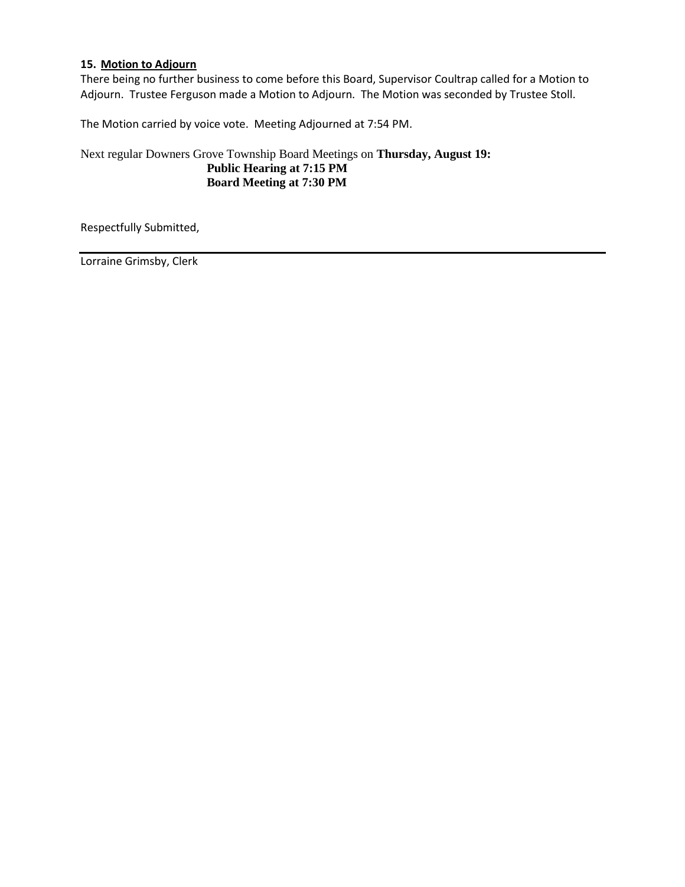**15. Motion to Adjourn**

There being no further business to come before this Board, Supervisor Coultrap called for a Motion to Adjourn. Trustee Ferguson made a Motion to Adjourn. The Motion was seconded by Trustee Stoll.

The Motion carried by voice vote. Meeting Adjourned at 7:54 PM.

Next regular Downers Grove Township Board Meetings on **Thursday, August 19:**

**Public Hearing at 7:15 PM**
**Board Meeting at 7:30 PM**

Respectfully Submitted,

Lorraine Grimsby, Clerk